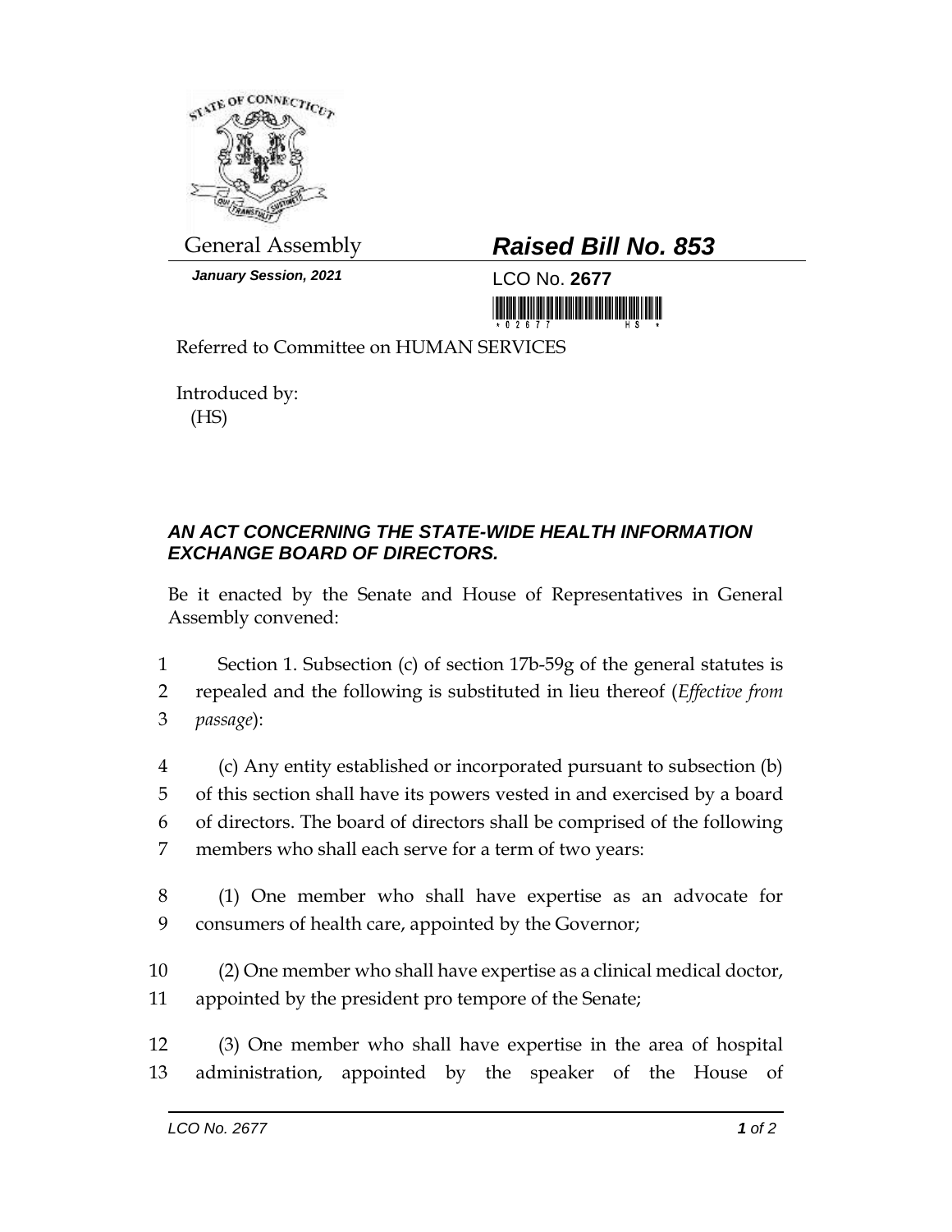General Assembly

# *Raised Bill No. 853*

***January Session, 2021***

LCO No. **2677**

Referred to Committee on HUMAN SERVICES

Introduced by:
(HS)

## *AN ACT CONCERNING THE STATE-WIDE HEALTH INFORMATION EXCHANGE BOARD OF DIRECTORS.*

Be it enacted by the Senate and House of Representatives in General Assembly convened:

1 Section 1. Subsection (c) of section 17b-59g of the general statutes is
2 repealed and the following is substituted in lieu thereof (*Effective from*
3 *passage*):

4 (c) Any entity established or incorporated pursuant to subsection (b)
5 of this section shall have its powers vested in and exercised by a board
6 of directors. The board of directors shall be comprised of the following
7 members who shall each serve for a term of two years:

8 (1) One member who shall have expertise as an advocate for
9 consumers of health care, appointed by the Governor;

10 (2) One member who shall have expertise as a clinical medical doctor,
11 appointed by the president pro tempore of the Senate;

12 (3) One member who shall have expertise in the area of hospital
13 administration, appointed by the speaker of the House of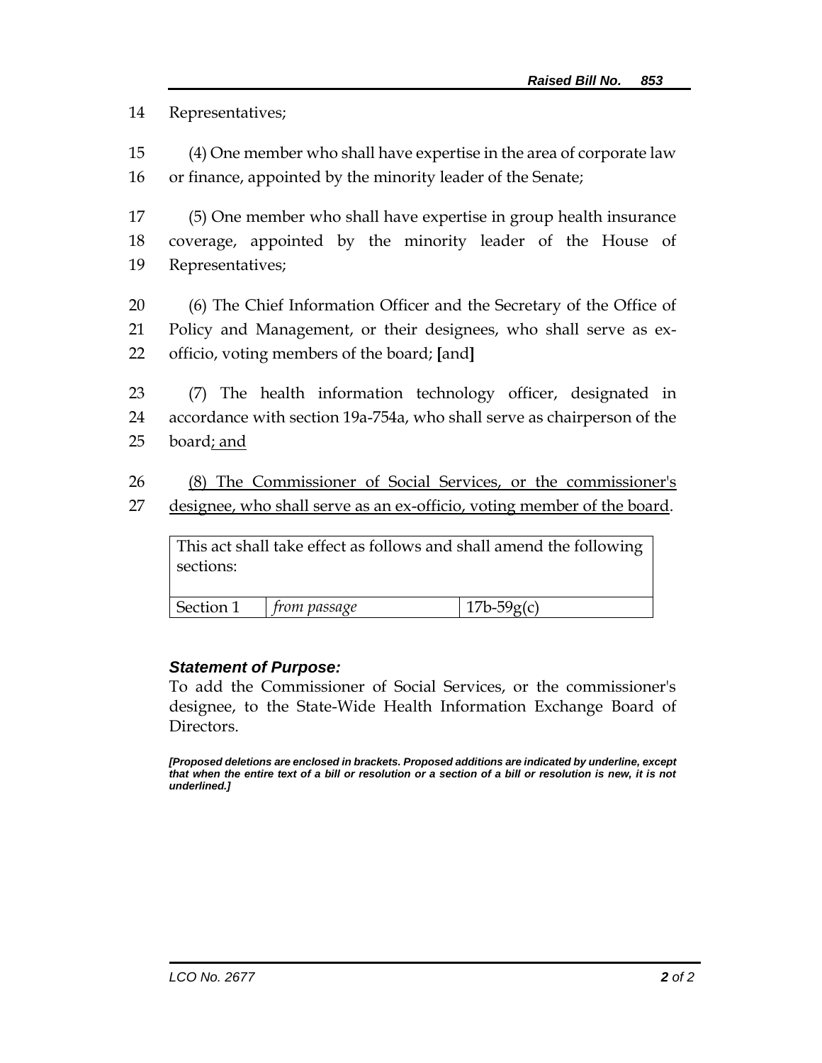14 Representatives;

15 (4) One member who shall have expertise in the area of corporate law
16 or finance, appointed by the minority leader of the Senate;

17 (5) One member who shall have expertise in group health insurance
18 coverage, appointed by the minority leader of the House of
19 Representatives;

20 (6) The Chief Information Officer and the Secretary of the Office of
21 Policy and Management, or their designees, who shall serve as ex-
22 officio, voting members of the board; **[**and**]**

23 (7) The health information technology officer, designated in
24 accordance with section 19a-754a, who shall serve as chairperson of the
25 board<u>; and</u>

26 <u>(8) The Commissioner of Social Services, or the commissioner's</u>
27 <u>designee, who shall serve as an ex-officio, voting member of the board</u>.

| This act shall take effect as follows and shall amend the following sections: | | |
|---|---|---|
| Section 1 | *from passage* | 17b-59g(c) |

### *Statement of Purpose:*

To add the Commissioner of Social Services, or the commissioner's designee, to the State-Wide Health Information Exchange Board of Directors.

***[Proposed deletions are enclosed in brackets. Proposed additions are indicated by underline, except that when the entire text of a bill or resolution or a section of a bill or resolution is new, it is not underlined.]***